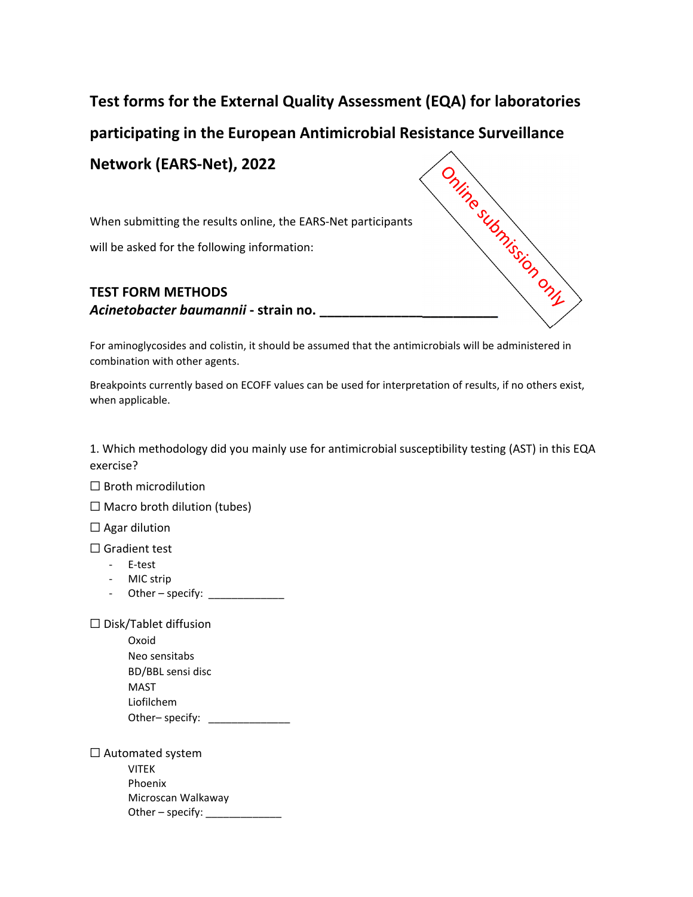# Test forms for the External Quality Assessment (EQA) for laboratories participating in the European Antimicrobial Resistance Surveillance Network (EARS-Net), 2022

Online submission only

When submitting the results online, the EARS-Net participants will be asked for the following information:

**TEST FORM METHODS**
***Acinetobacter baumannii*** **- strain no. _________________________**

For aminoglycosides and colistin, it should be assumed that the antimicrobials will be administered in combination with other agents.

Breakpoints currently based on ECOFF values can be used for interpretation of results, if no others exist, when applicable.

1. Which methodology did you mainly use for antimicrobial susceptibility testing (AST) in this EQA exercise?

☐ Broth microdilution

☐ Macro broth dilution (tubes)

☐ Agar dilution

☐ Gradient test

- E-test
- MIC strip
- Other – specify: _____________

☐ Disk/Tablet diffusion

Oxoid
Neo sensitabs
BD/BBL sensi disc
MAST
Liofilchem
Other– specify: ______________

☐ Automated system

VITEK
Phoenix
Microscan Walkaway
Other – specify: _____________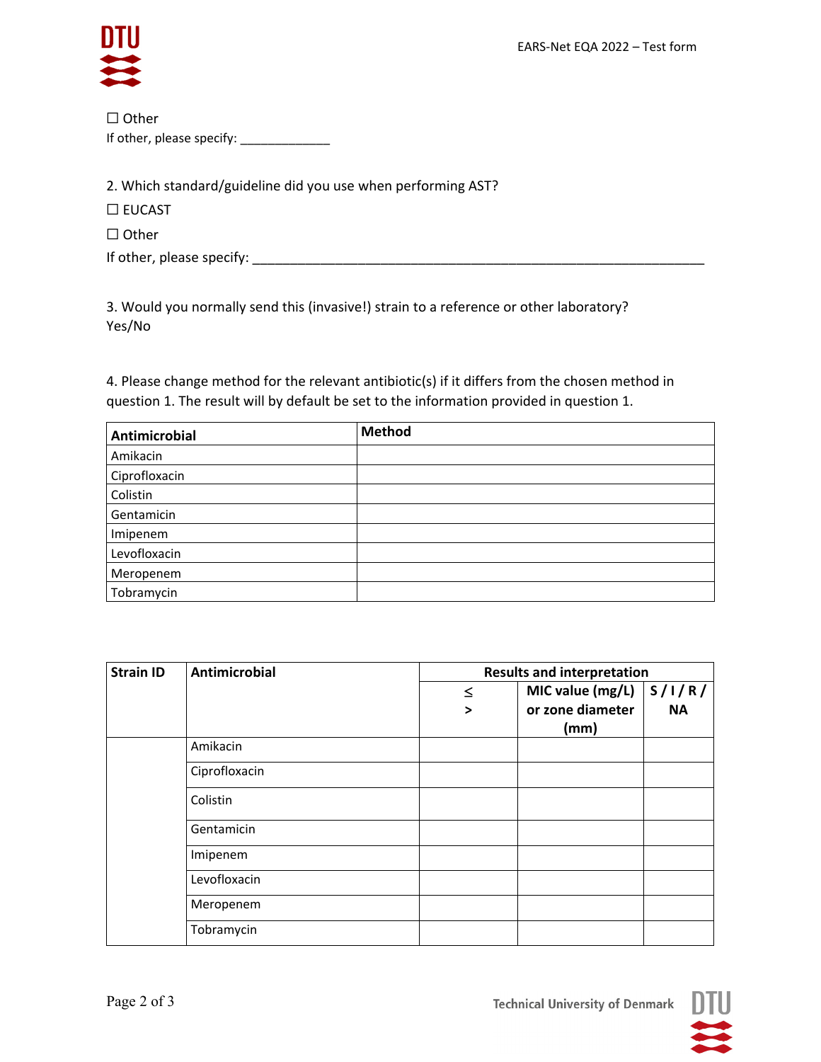☐ Other

If other, please specify: _____________

2. Which standard/guideline did you use when performing AST?

☐ EUCAST

☐ Other

If other, please specify: ________________________________________________________________

3. Would you normally send this (invasive!) strain to a reference or other laboratory?
Yes/No

4. Please change method for the relevant antibiotic(s) if it differs from the chosen method in question 1. The result will by default be set to the information provided in question 1.

| Antimicrobial | Method |
|---|---|
| Amikacin | |
| Ciprofloxacin | |
| Colistin | |
| Gentamicin | |
| Imipenem | |
| Levofloxacin | |
| Meropenem | |
| Tobramycin | |

| Strain ID | Antimicrobial | Results and interpretation | | |
|---|---|---|---|---|
| | | ≤ / > | MIC value (mg/L) or zone diameter (mm) | S / I / R / NA |
| | Amikacin | | | |
| | Ciprofloxacin | | | |
| | Colistin | | | |
| | Gentamicin | | | |
| | Imipenem | | | |
| | Levofloxacin | | | |
| | Meropenem | | | |
| | Tobramycin | | | |